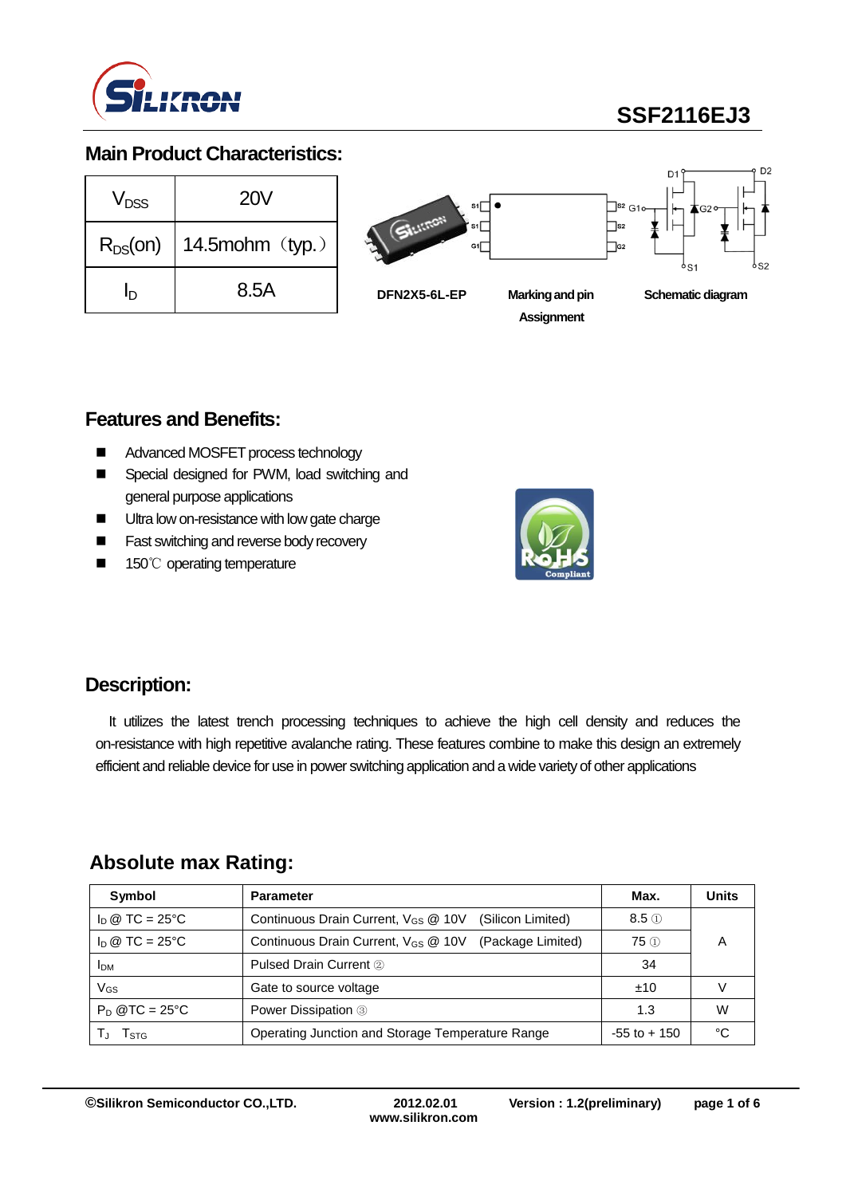SSF2116EJ3

## Main Product Characteristics:

| $V_{DSS}$ | 20V |
|---|---|
| $R_{DS}(on)$ | 14.5mohm（typ.） |
| $I_D$ | 8.5A |

DFN2X5-6L-EP　　Marking and pin Assignment　　Schematic diagram

## Features and Benefits:

- Advanced MOSFET process technology
- Special designed for PWM, load switching and general purpose applications
- Ultra low on-resistance with low gate charge
- Fast switching and reverse body recovery
- 150℃ operating temperature

## Description:

It utilizes the latest trench processing techniques to achieve the high cell density and reduces the on-resistance with high repetitive avalanche rating. These features combine to make this design an extremely efficient and reliable device for use in power switching application and a wide variety of other applications

## Absolute max Rating:

| Symbol | Parameter | Max. | Units |
|---|---|---|---|
| $I_D$ @ TC = 25°C | Continuous Drain Current, $V_{GS}$ @ 10V (Silicon Limited) | 8.5 ① | A |
| $I_D$ @ TC = 25°C | Continuous Drain Current, $V_{GS}$ @ 10V (Package Limited) | 75 ① | |
| $I_{DM}$ | Pulsed Drain Current ② | 34 | |
| $V_{GS}$ | Gate to source voltage | ±10 | V |
| $P_D$ @TC = 25°C | Power Dissipation ③ | 1.3 | W |
| $T_J$ $T_{STG}$ | Operating Junction and Storage Temperature Range | -55 to + 150 | °C |

©Silikron Semiconductor CO.,LTD.　2012.02.01 www.silikron.com　Version : 1.2(preliminary)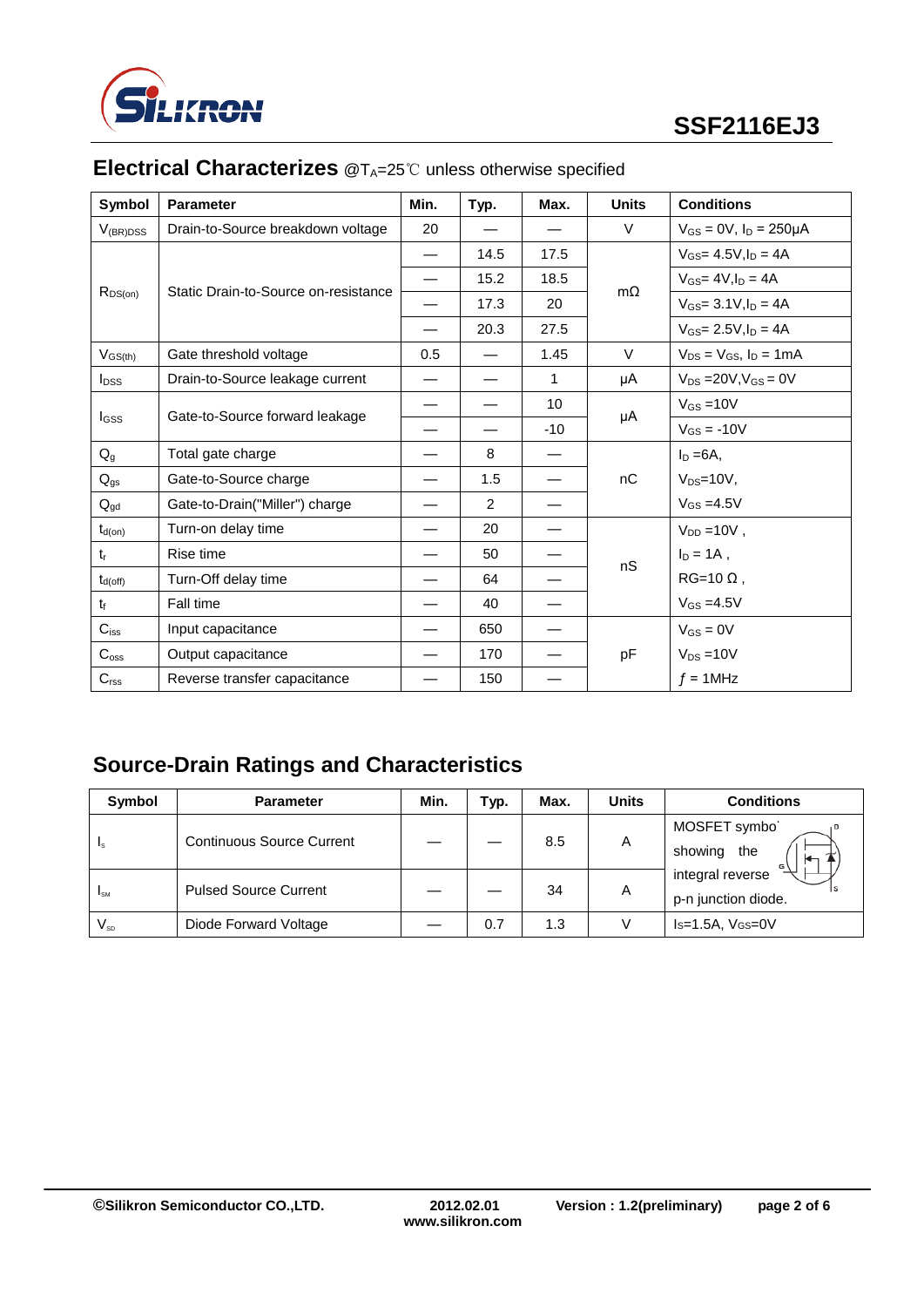## Electrical Characterizes @$T_A$=25℃ unless otherwise specified

| Symbol | Parameter | Min. | Typ. | Max. | Units | Conditions |
|---|---|---|---|---|---|---|
| $V_{(BR)DSS}$ | Drain-to-Source breakdown voltage | 20 | — | — | V | $V_{GS}$ = 0V, $I_D$ = 250μA |
| $R_{DS(on)}$ | Static Drain-to-Source on-resistance | — | 14.5 | 17.5 | mΩ | $V_{GS}$= 4.5V,$I_D$ = 4A |
| | | — | 15.2 | 18.5 | | $V_{GS}$= 4V,$I_D$ = 4A |
| | | — | 17.3 | 20 | | $V_{GS}$= 3.1V,$I_D$ = 4A |
| | | — | 20.3 | 27.5 | | $V_{GS}$= 2.5V,$I_D$ = 4A |
| $V_{GS(th)}$ | Gate threshold voltage | 0.5 | — | 1.45 | V | $V_{DS}$ = $V_{GS}$, $I_D$ = 1mA |
| $I_{DSS}$ | Drain-to-Source leakage current | — | — | 1 | μA | $V_{DS}$ =20V,$V_{GS}$ = 0V |
| $I_{GSS}$ | Gate-to-Source forward leakage | — | — | 10 | μA | $V_{GS}$ =10V |
| | | — | — | -10 | | $V_{GS}$ = -10V |
| $Q_g$ | Total gate charge | — | 8 | — | nC | $I_D$ =6A, |
| $Q_{gs}$ | Gate-to-Source charge | — | 1.5 | — | | $V_{DS}$=10V, |
| $Q_{gd}$ | Gate-to-Drain("Miller") charge | — | 2 | — | | $V_{GS}$ =4.5V |
| $t_{d(on)}$ | Turn-on delay time | — | 20 | — | nS | $V_{DD}$ =10V , |
| $t_r$ | Rise time | — | 50 | — | | $I_D$ = 1A , |
| $t_{d(off)}$ | Turn-Off delay time | — | 64 | — | | RG=10 Ω , |
| $t_f$ | Fall time | — | 40 | — | | $V_{GS}$ =4.5V |
| $C_{iss}$ | Input capacitance | — | 650 | — | pF | $V_{GS}$ = 0V |
| $C_{oss}$ | Output capacitance | — | 170 | — | | $V_{DS}$ =10V |
| $C_{rss}$ | Reverse transfer capacitance | — | 150 | — | | $f$ = 1MHz |

## Source-Drain Ratings and Characteristics

| Symbol | Parameter | Min. | Typ. | Max. | Units | Conditions |
|---|---|---|---|---|---|---|
| $I_s$ | Continuous Source Current | — | — | 8.5 | A | MOSFET symbol showing the integral reverse p-n junction diode. |
| $I_{SM}$ | Pulsed Source Current | — | — | 34 | A | |
| $V_{SD}$ | Diode Forward Voltage | — | 0.7 | 1.3 | V | Is=1.5A, $V_{GS}$=0V |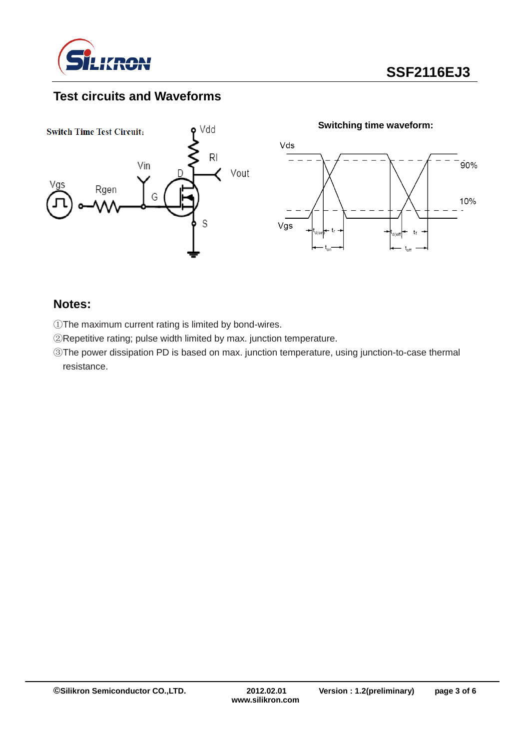## Test circuits and Waveforms

Switch Time Test Circuit:

Switching time waveform:

## Notes:

①The maximum current rating is limited by bond-wires.

②Repetitive rating; pulse width limited by max. junction temperature.

③The power dissipation PD is based on max. junction temperature, using junction-to-case thermal resistance.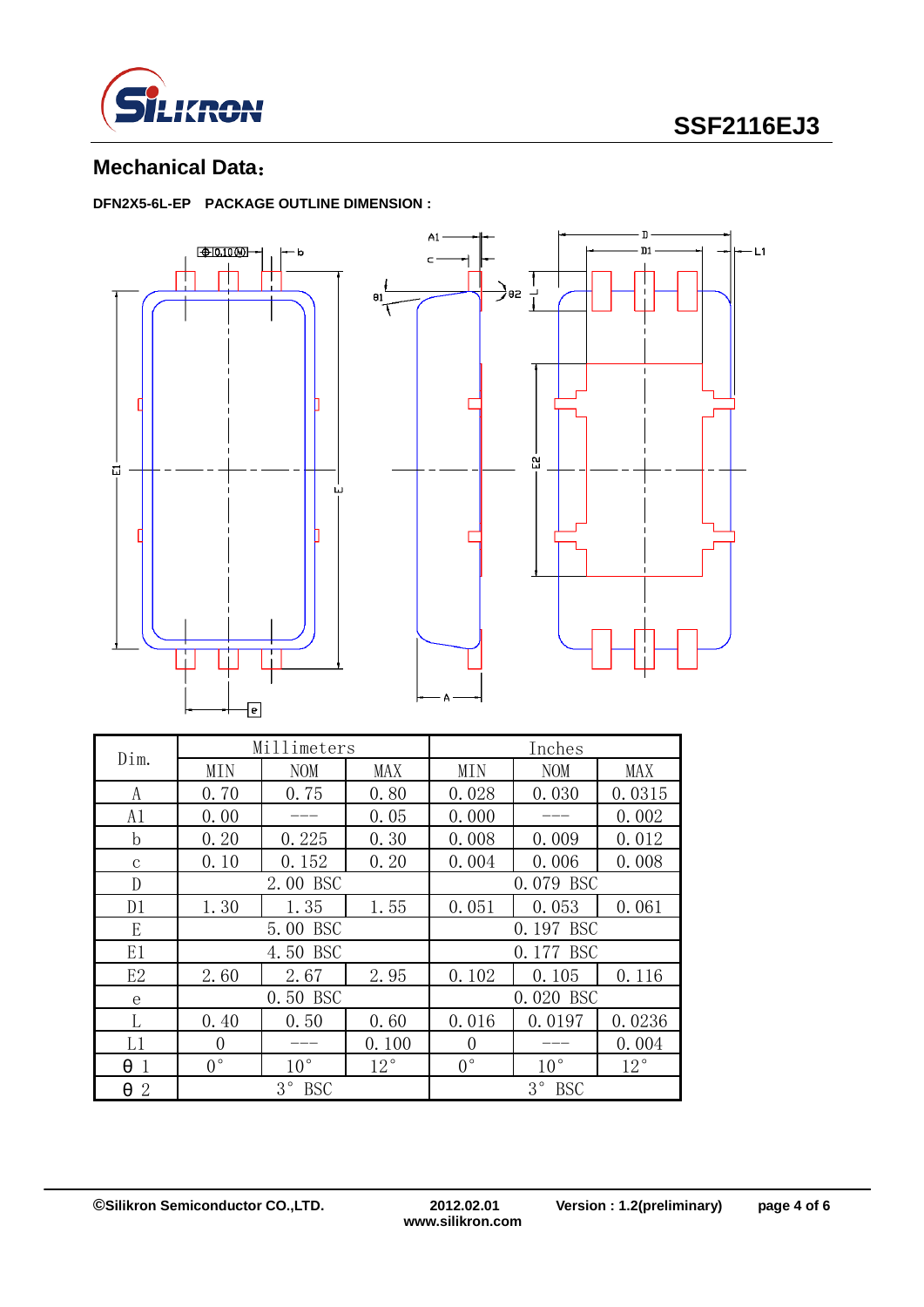## Mechanical Data：

**DFN2X5-6L-EP PACKAGE OUTLINE DIMENSION :**

| Dim. | Millimeters | | | Inches | | |
|---|---|---|---|---|---|---|
| | MIN | NOM | MAX | MIN | NOM | MAX |
| A | 0.70 | 0.75 | 0.80 | 0.028 | 0.030 | 0.0315 |
| A1 | 0.00 | --- | 0.05 | 0.000 | --- | 0.002 |
| b | 0.20 | 0.225 | 0.30 | 0.008 | 0.009 | 0.012 |
| c | 0.10 | 0.152 | 0.20 | 0.004 | 0.006 | 0.008 |
| D | 2.00 BSC | | | 0.079 BSC | | |
| D1 | 1.30 | 1.35 | 1.55 | 0.051 | 0.053 | 0.061 |
| E | 5.00 BSC | | | 0.197 BSC | | |
| E1 | 4.50 BSC | | | 0.177 BSC | | |
| E2 | 2.60 | 2.67 | 2.95 | 0.102 | 0.105 | 0.116 |
| e | 0.50 BSC | | | 0.020 BSC | | |
| L | 0.40 | 0.50 | 0.60 | 0.016 | 0.0197 | 0.0236 |
| L1 | 0 | --- | 0.100 | 0 | --- | 0.004 |
| θ 1 | 0° | 10° | 12° | 0° | 10° | 12° |
| θ 2 | 3° BSC | | | 3° BSC | | |

©Silikron Semiconductor CO.,LTD. 2012.02.01 www.silikron.com Version : 1.2(preliminary)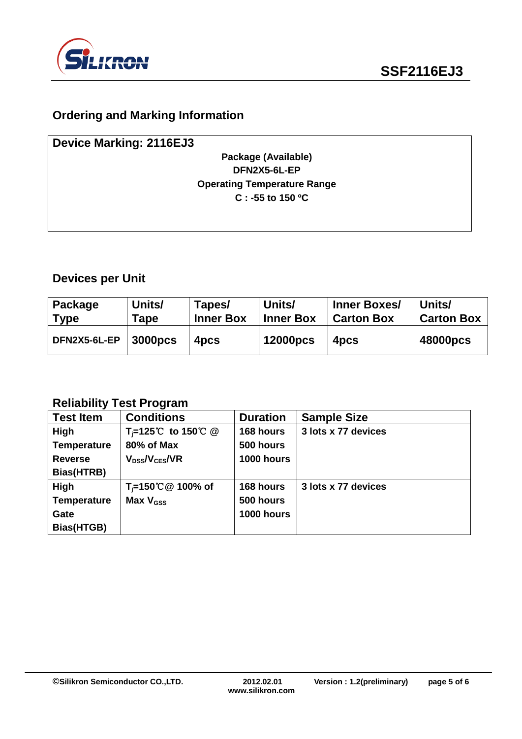## Ordering and Marking Information

**Device Marking: 2116EJ3**

**Package (Available)**
**DFN2X5-6L-EP**
**Operating Temperature Range**
**C : -55 to 150 ºC**

## Devices per Unit

| Package Type | Units/ Tape | Tapes/ Inner Box | Units/ Inner Box | Inner Boxes/ Carton Box | Units/ Carton Box |
|---|---|---|---|---|---|
| DFN2X5-6L-EP | 3000pcs | 4pcs | 12000pcs | 4pcs | 48000pcs |

## Reliability Test Program

| Test Item | Conditions | Duration | Sample Size |
|---|---|---|---|
| High Temperature Reverse Bias(HTRB) | $T_j$=125℃ to 150℃ @ 80% of Max $V_{DSS}$/$V_{CES}$/VR | 168 hours<br>500 hours<br>1000 hours | 3 lots x 77 devices |
| High Temperature Gate Bias(HTGB) | $T_j$=150℃@ 100% of Max $V_{GSS}$ | 168 hours<br>500 hours<br>1000 hours | 3 lots x 77 devices |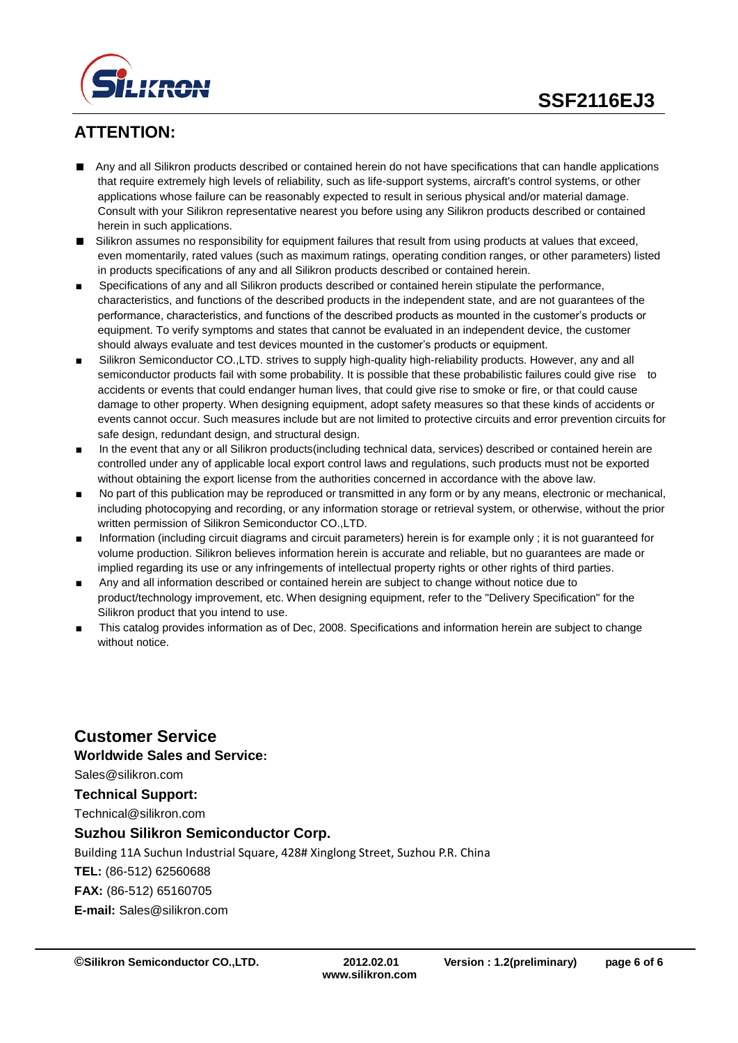## ATTENTION:

- Any and all Silikron products described or contained herein do not have specifications that can handle applications that require extremely high levels of reliability, such as life-support systems, aircraft's control systems, or other applications whose failure can be reasonably expected to result in serious physical and/or material damage. Consult with your Silikron representative nearest you before using any Silikron products described or contained herein in such applications.
- Silikron assumes no responsibility for equipment failures that result from using products at values that exceed, even momentarily, rated values (such as maximum ratings, operating condition ranges, or other parameters) listed in products specifications of any and all Silikron products described or contained herein.
- Specifications of any and all Silikron products described or contained herein stipulate the performance, characteristics, and functions of the described products in the independent state, and are not guarantees of the performance, characteristics, and functions of the described products as mounted in the customer's products or equipment. To verify symptoms and states that cannot be evaluated in an independent device, the customer should always evaluate and test devices mounted in the customer's products or equipment.
- Silikron Semiconductor CO.,LTD. strives to supply high-quality high-reliability products. However, any and all semiconductor products fail with some probability. It is possible that these probabilistic failures could give rise to accidents or events that could endanger human lives, that could give rise to smoke or fire, or that could cause damage to other property. When designing equipment, adopt safety measures so that these kinds of accidents or events cannot occur. Such measures include but are not limited to protective circuits and error prevention circuits for safe design, redundant design, and structural design.
- In the event that any or all Silikron products(including technical data, services) described or contained herein are controlled under any of applicable local export control laws and regulations, such products must not be exported without obtaining the export license from the authorities concerned in accordance with the above law.
- No part of this publication may be reproduced or transmitted in any form or by any means, electronic or mechanical, including photocopying and recording, or any information storage or retrieval system, or otherwise, without the prior written permission of Silikron Semiconductor CO.,LTD.
- Information (including circuit diagrams and circuit parameters) herein is for example only ; it is not guaranteed for volume production. Silikron believes information herein is accurate and reliable, but no guarantees are made or implied regarding its use or any infringements of intellectual property rights or other rights of third parties.
- Any and all information described or contained herein are subject to change without notice due to product/technology improvement, etc. When designing equipment, refer to the "Delivery Specification" for the Silikron product that you intend to use.
- This catalog provides information as of Dec, 2008. Specifications and information herein are subject to change without notice.

## Customer Service

**Worldwide Sales and Service:**

Sales@silikron.com

**Technical Support:**

Technical@silikron.com

### Suzhou Silikron Semiconductor Corp.

Building 11A Suchun Industrial Square, 428# Xinglong Street, Suzhou P.R. China

**TEL:** (86-512) 62560688

**FAX:** (86-512) 65160705

**E-mail:** Sales@silikron.com